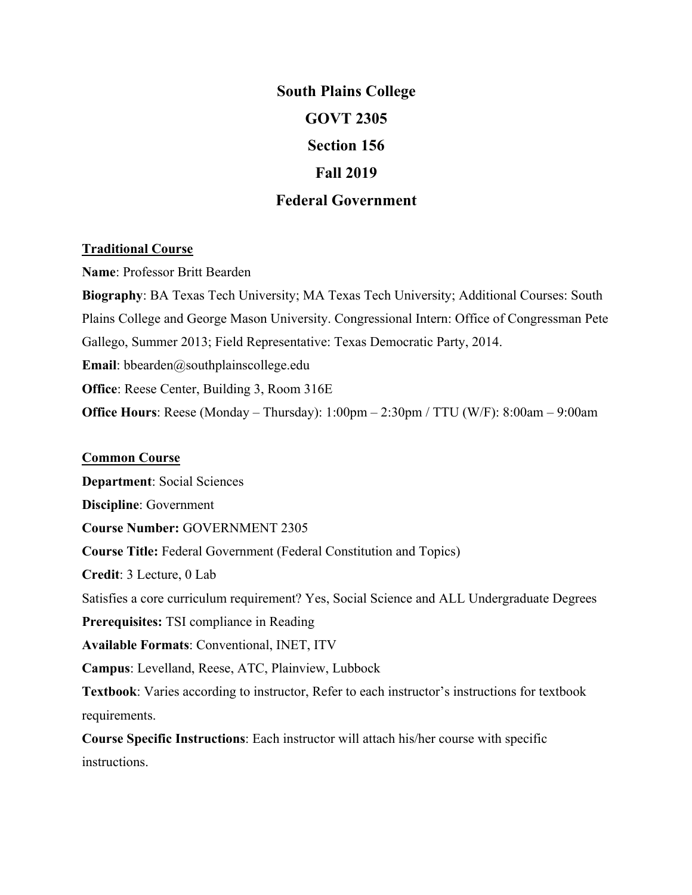# South Plains College

# GOVT 2305

# Section 156

# Fall 2019

# Federal Government

## Traditional Course

**Name**: Professor Britt Bearden

**Biography**: BA Texas Tech University; MA Texas Tech University; Additional Courses: South Plains College and George Mason University. Congressional Intern: Office of Congressman Pete Gallego, Summer 2013; Field Representative: Texas Democratic Party, 2014.

**Email**: bbearden@southplainscollege.edu

**Office**: Reese Center, Building 3, Room 316E

**Office Hours**: Reese (Monday – Thursday): 1:00pm – 2:30pm / TTU (W/F): 8:00am – 9:00am

## Common Course

**Department**: Social Sciences

**Discipline**: Government

**Course Number:** GOVERNMENT 2305

**Course Title:** Federal Government (Federal Constitution and Topics)

**Credit**: 3 Lecture, 0 Lab

Satisfies a core curriculum requirement? Yes, Social Science and ALL Undergraduate Degrees

**Prerequisites:** TSI compliance in Reading

**Available Formats**: Conventional, INET, ITV

**Campus**: Levelland, Reese, ATC, Plainview, Lubbock

**Textbook**: Varies according to instructor, Refer to each instructor's instructions for textbook requirements.

**Course Specific Instructions**: Each instructor will attach his/her course with specific instructions.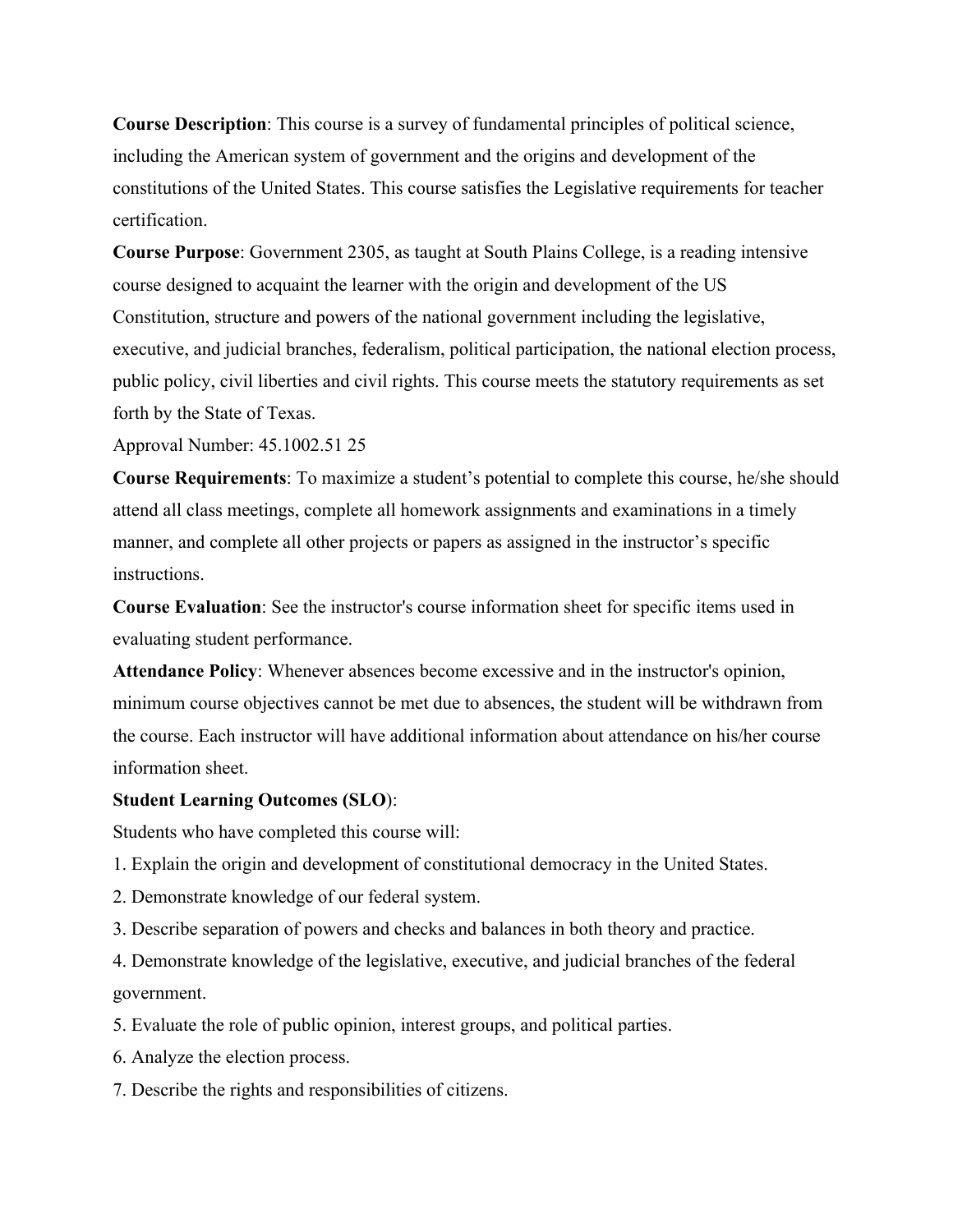**Course Description**: This course is a survey of fundamental principles of political science, including the American system of government and the origins and development of the constitutions of the United States. This course satisfies the Legislative requirements for teacher certification.

**Course Purpose**: Government 2305, as taught at South Plains College, is a reading intensive course designed to acquaint the learner with the origin and development of the US Constitution, structure and powers of the national government including the legislative, executive, and judicial branches, federalism, political participation, the national election process, public policy, civil liberties and civil rights. This course meets the statutory requirements as set forth by the State of Texas.

Approval Number: 45.1002.51 25

**Course Requirements**: To maximize a student's potential to complete this course, he/she should attend all class meetings, complete all homework assignments and examinations in a timely manner, and complete all other projects or papers as assigned in the instructor's specific instructions.

**Course Evaluation**: See the instructor's course information sheet for specific items used in evaluating student performance.

**Attendance Policy**: Whenever absences become excessive and in the instructor's opinion, minimum course objectives cannot be met due to absences, the student will be withdrawn from the course. Each instructor will have additional information about attendance on his/her course information sheet.

**Student Learning Outcomes (SLO)**:

Students who have completed this course will:

1. Explain the origin and development of constitutional democracy in the United States.
2. Demonstrate knowledge of our federal system.
3. Describe separation of powers and checks and balances in both theory and practice.
4. Demonstrate knowledge of the legislative, executive, and judicial branches of the federal government.
5. Evaluate the role of public opinion, interest groups, and political parties.
6. Analyze the election process.
7. Describe the rights and responsibilities of citizens.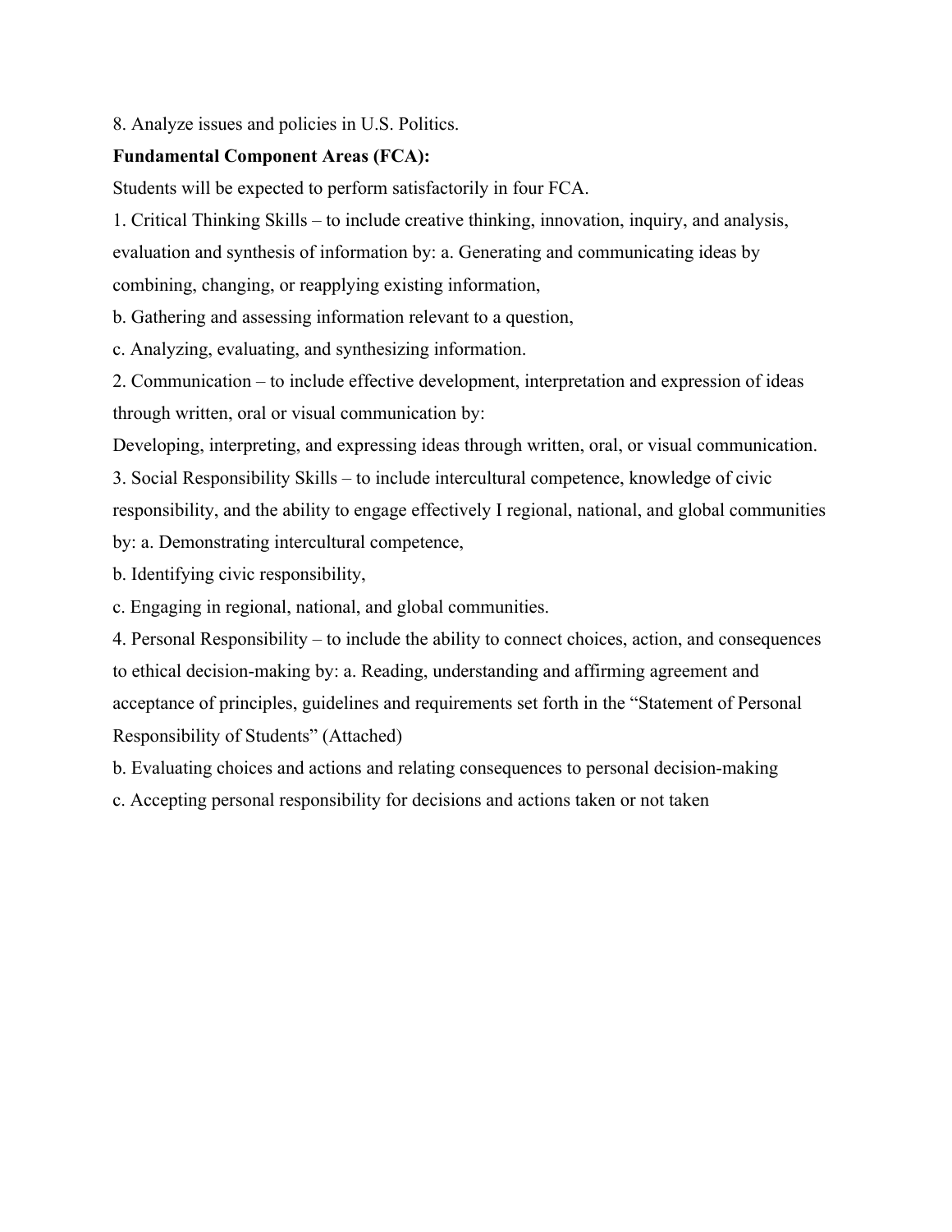8. Analyze issues and policies in U.S. Politics.

**Fundamental Component Areas (FCA):**

Students will be expected to perform satisfactorily in four FCA.

1. Critical Thinking Skills – to include creative thinking, innovation, inquiry, and analysis, evaluation and synthesis of information by: a. Generating and communicating ideas by combining, changing, or reapplying existing information,

b. Gathering and assessing information relevant to a question,

c. Analyzing, evaluating, and synthesizing information.

2. Communication – to include effective development, interpretation and expression of ideas through written, oral or visual communication by:

Developing, interpreting, and expressing ideas through written, oral, or visual communication.

3. Social Responsibility Skills – to include intercultural competence, knowledge of civic responsibility, and the ability to engage effectively I regional, national, and global communities by: a. Demonstrating intercultural competence,

b. Identifying civic responsibility,

c. Engaging in regional, national, and global communities.

4. Personal Responsibility – to include the ability to connect choices, action, and consequences to ethical decision-making by: a. Reading, understanding and affirming agreement and acceptance of principles, guidelines and requirements set forth in the "Statement of Personal Responsibility of Students" (Attached)

b. Evaluating choices and actions and relating consequences to personal decision-making

c. Accepting personal responsibility for decisions and actions taken or not taken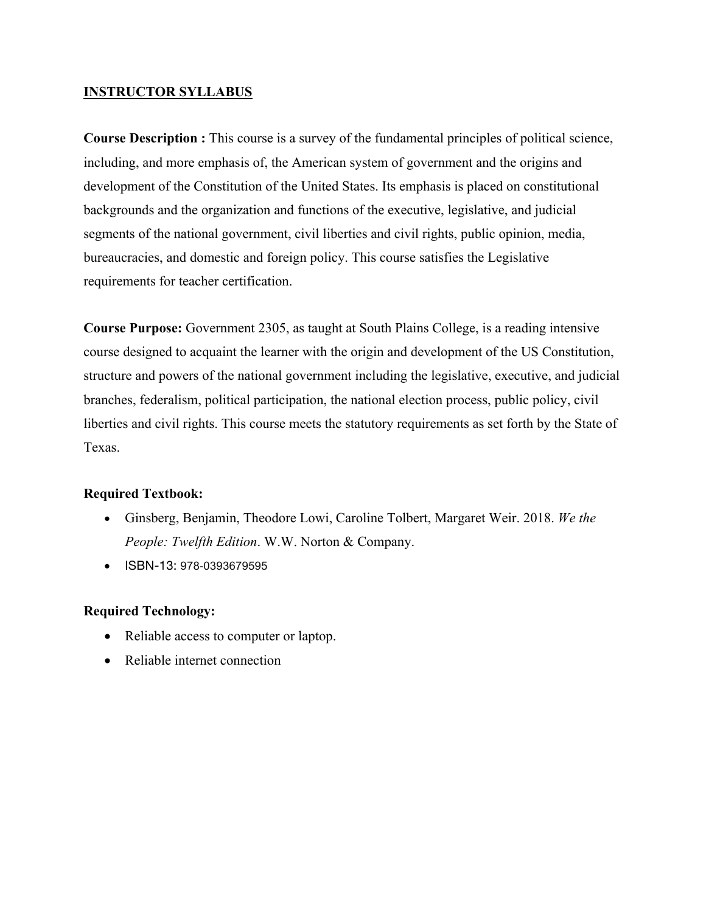## INSTRUCTOR SYLLABUS

**Course Description :** This course is a survey of the fundamental principles of political science, including, and more emphasis of, the American system of government and the origins and development of the Constitution of the United States. Its emphasis is placed on constitutional backgrounds and the organization and functions of the executive, legislative, and judicial segments of the national government, civil liberties and civil rights, public opinion, media, bureaucracies, and domestic and foreign policy. This course satisfies the Legislative requirements for teacher certification.

**Course Purpose:** Government 2305, as taught at South Plains College, is a reading intensive course designed to acquaint the learner with the origin and development of the US Constitution, structure and powers of the national government including the legislative, executive, and judicial branches, federalism, political participation, the national election process, public policy, civil liberties and civil rights. This course meets the statutory requirements as set forth by the State of Texas.

**Required Textbook:**

- Ginsberg, Benjamin, Theodore Lowi, Caroline Tolbert, Margaret Weir. 2018. *We the People: Twelfth Edition*. W.W. Norton & Company.
- ISBN-13: 978-0393679595

**Required Technology:**

- Reliable access to computer or laptop.
- Reliable internet connection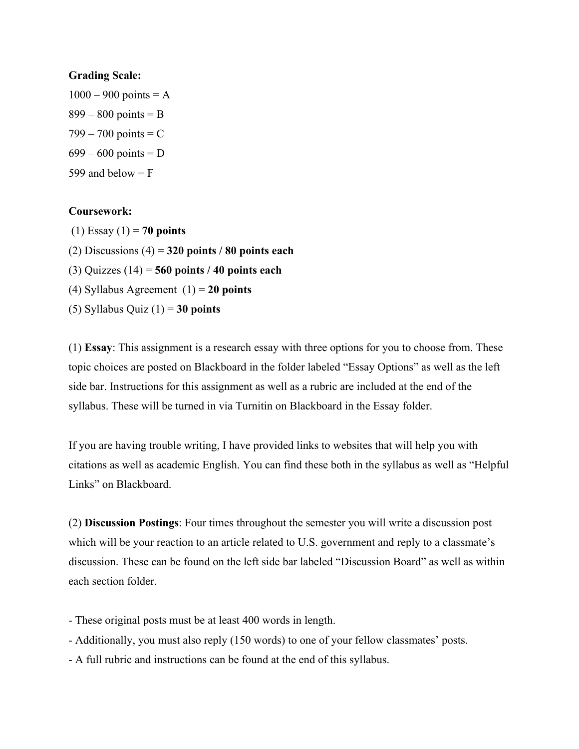**Grading Scale:**

1000 – 900 points = A

899 – 800 points = B

799 – 700 points = C

699 – 600 points = D

599 and below = F

**Coursework:**

(1) Essay (1) = **70 points**

(2) Discussions (4) = **320 points / 80 points each**

(3) Quizzes (14) = **560 points / 40 points each**

(4) Syllabus Agreement (1) = **20 points**

(5) Syllabus Quiz (1) = **30 points**

(1) **Essay**: This assignment is a research essay with three options for you to choose from. These topic choices are posted on Blackboard in the folder labeled "Essay Options" as well as the left side bar. Instructions for this assignment as well as a rubric are included at the end of the syllabus. These will be turned in via Turnitin on Blackboard in the Essay folder.

If you are having trouble writing, I have provided links to websites that will help you with citations as well as academic English. You can find these both in the syllabus as well as "Helpful Links" on Blackboard.

(2) **Discussion Postings**: Four times throughout the semester you will write a discussion post which will be your reaction to an article related to U.S. government and reply to a classmate's discussion. These can be found on the left side bar labeled "Discussion Board" as well as within each section folder.

- These original posts must be at least 400 words in length.
- Additionally, you must also reply (150 words) to one of your fellow classmates' posts.
- A full rubric and instructions can be found at the end of this syllabus.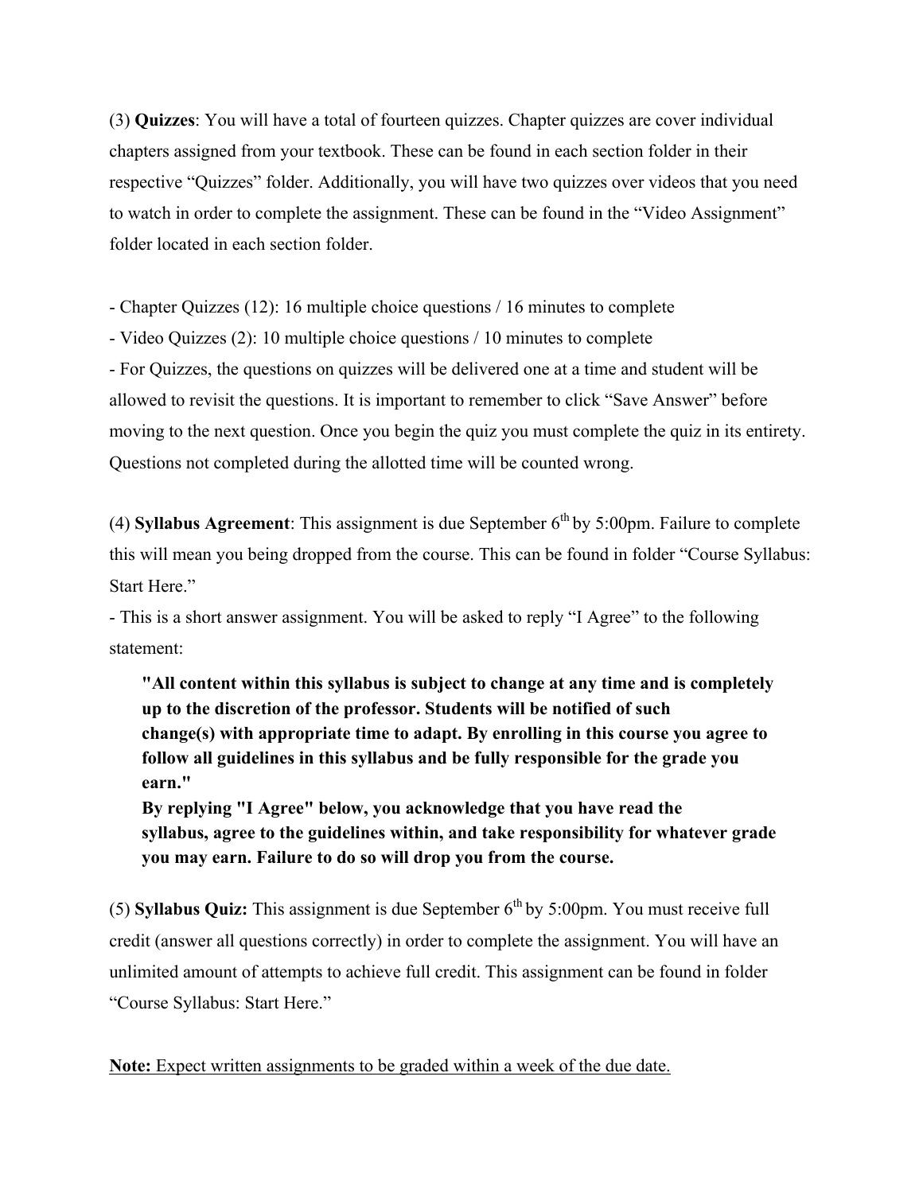(3) **Quizzes**: You will have a total of fourteen quizzes. Chapter quizzes are cover individual chapters assigned from your textbook. These can be found in each section folder in their respective "Quizzes" folder. Additionally, you will have two quizzes over videos that you need to watch in order to complete the assignment. These can be found in the "Video Assignment" folder located in each section folder.

- Chapter Quizzes (12): 16 multiple choice questions / 16 minutes to complete
- Video Quizzes (2): 10 multiple choice questions / 10 minutes to complete
- For Quizzes, the questions on quizzes will be delivered one at a time and student will be allowed to revisit the questions. It is important to remember to click "Save Answer" before moving to the next question. Once you begin the quiz you must complete the quiz in its entirety. Questions not completed during the allotted time will be counted wrong.

(4) **Syllabus Agreement**: This assignment is due September 6th by 5:00pm. Failure to complete this will mean you being dropped from the course. This can be found in folder "Course Syllabus: Start Here."

- This is a short answer assignment. You will be asked to reply "I Agree" to the following statement:

> **"All content within this syllabus is subject to change at any time and is completely up to the discretion of the professor. Students will be notified of such change(s) with appropriate time to adapt. By enrolling in this course you agree to follow all guidelines in this syllabus and be fully responsible for the grade you earn."**
> **By replying "I Agree" below, you acknowledge that you have read the syllabus, agree to the guidelines within, and take responsibility for whatever grade you may earn. Failure to do so will drop you from the course.**

(5) **Syllabus Quiz:** This assignment is due September 6th by 5:00pm. You must receive full credit (answer all questions correctly) in order to complete the assignment. You will have an unlimited amount of attempts to achieve full credit. This assignment can be found in folder "Course Syllabus: Start Here."

<u>**Note:** Expect written assignments to be graded within a week of the due date.</u>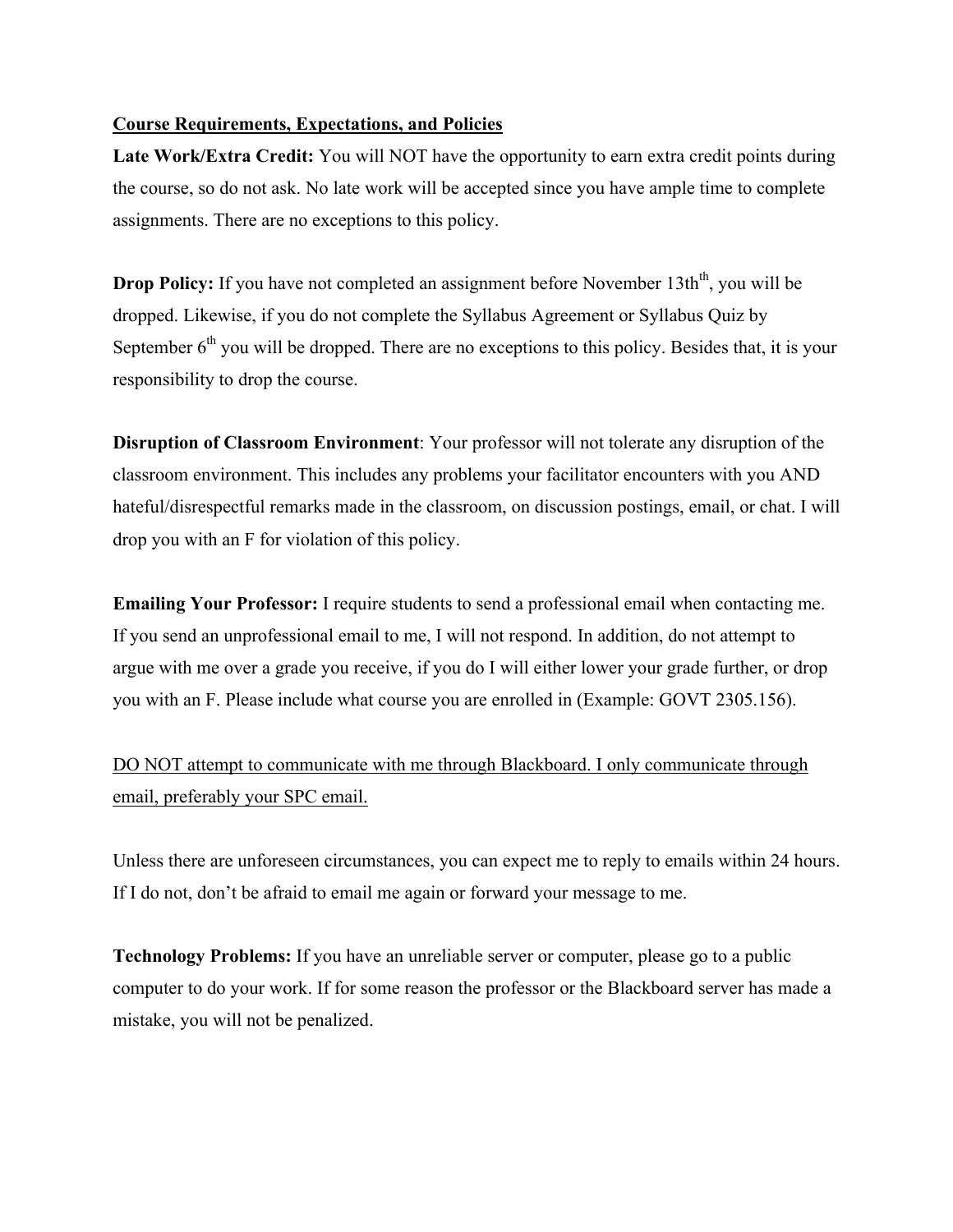<u>**Course Requirements, Expectations, and Policies**</u>

**Late Work/Extra Credit:** You will NOT have the opportunity to earn extra credit points during the course, so do not ask. No late work will be accepted since you have ample time to complete assignments. There are no exceptions to this policy.

**Drop Policy:** If you have not completed an assignment before November 13th$^{th}$, you will be dropped. Likewise, if you do not complete the Syllabus Agreement or Syllabus Quiz by September 6$^{th}$ you will be dropped. There are no exceptions to this policy. Besides that, it is your responsibility to drop the course.

**Disruption of Classroom Environment**: Your professor will not tolerate any disruption of the classroom environment. This includes any problems your facilitator encounters with you AND hateful/disrespectful remarks made in the classroom, on discussion postings, email, or chat. I will drop you with an F for violation of this policy.

**Emailing Your Professor:** I require students to send a professional email when contacting me. If you send an unprofessional email to me, I will not respond. In addition, do not attempt to argue with me over a grade you receive, if you do I will either lower your grade further, or drop you with an F. Please include what course you are enrolled in (Example: GOVT 2305.156).

<u>DO NOT attempt to communicate with me through Blackboard. I only communicate through email, preferably your SPC email.</u>

Unless there are unforeseen circumstances, you can expect me to reply to emails within 24 hours. If I do not, don't be afraid to email me again or forward your message to me.

**Technology Problems:** If you have an unreliable server or computer, please go to a public computer to do your work. If for some reason the professor or the Blackboard server has made a mistake, you will not be penalized.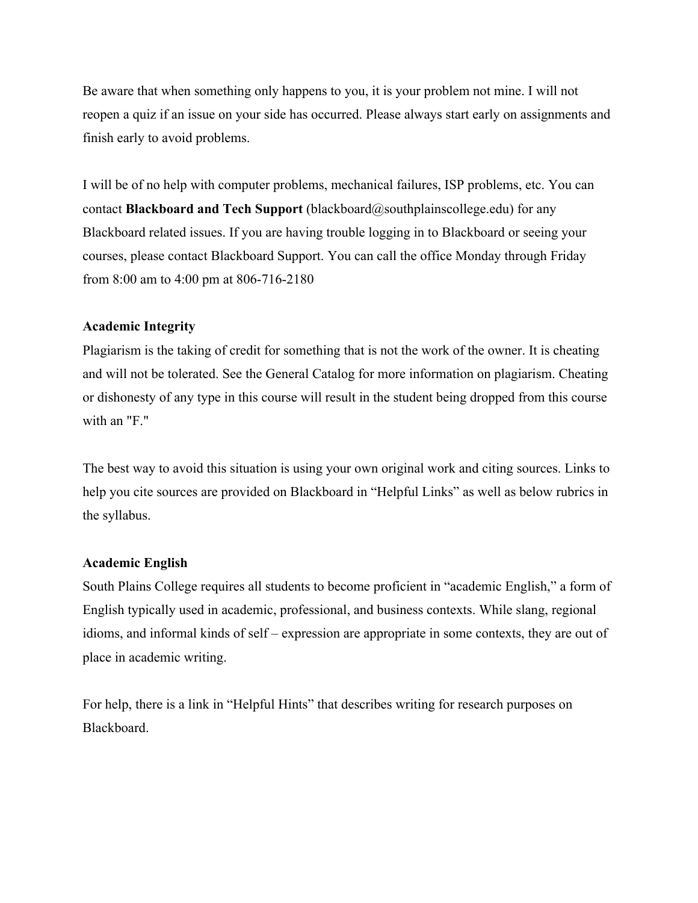Be aware that when something only happens to you, it is your problem not mine. I will not reopen a quiz if an issue on your side has occurred. Please always start early on assignments and finish early to avoid problems.

I will be of no help with computer problems, mechanical failures, ISP problems, etc. You can contact **Blackboard and Tech Support** (blackboard@southplainscollege.edu) for any Blackboard related issues. If you are having trouble logging in to Blackboard or seeing your courses, please contact Blackboard Support. You can call the office Monday through Friday from 8:00 am to 4:00 pm at 806-716-2180

**Academic Integrity**

Plagiarism is the taking of credit for something that is not the work of the owner. It is cheating and will not be tolerated. See the General Catalog for more information on plagiarism. Cheating or dishonesty of any type in this course will result in the student being dropped from this course with an "F."

The best way to avoid this situation is using your own original work and citing sources. Links to help you cite sources are provided on Blackboard in "Helpful Links" as well as below rubrics in the syllabus.

**Academic English**

South Plains College requires all students to become proficient in "academic English," a form of English typically used in academic, professional, and business contexts. While slang, regional idioms, and informal kinds of self – expression are appropriate in some contexts, they are out of place in academic writing.

For help, there is a link in "Helpful Hints" that describes writing for research purposes on Blackboard.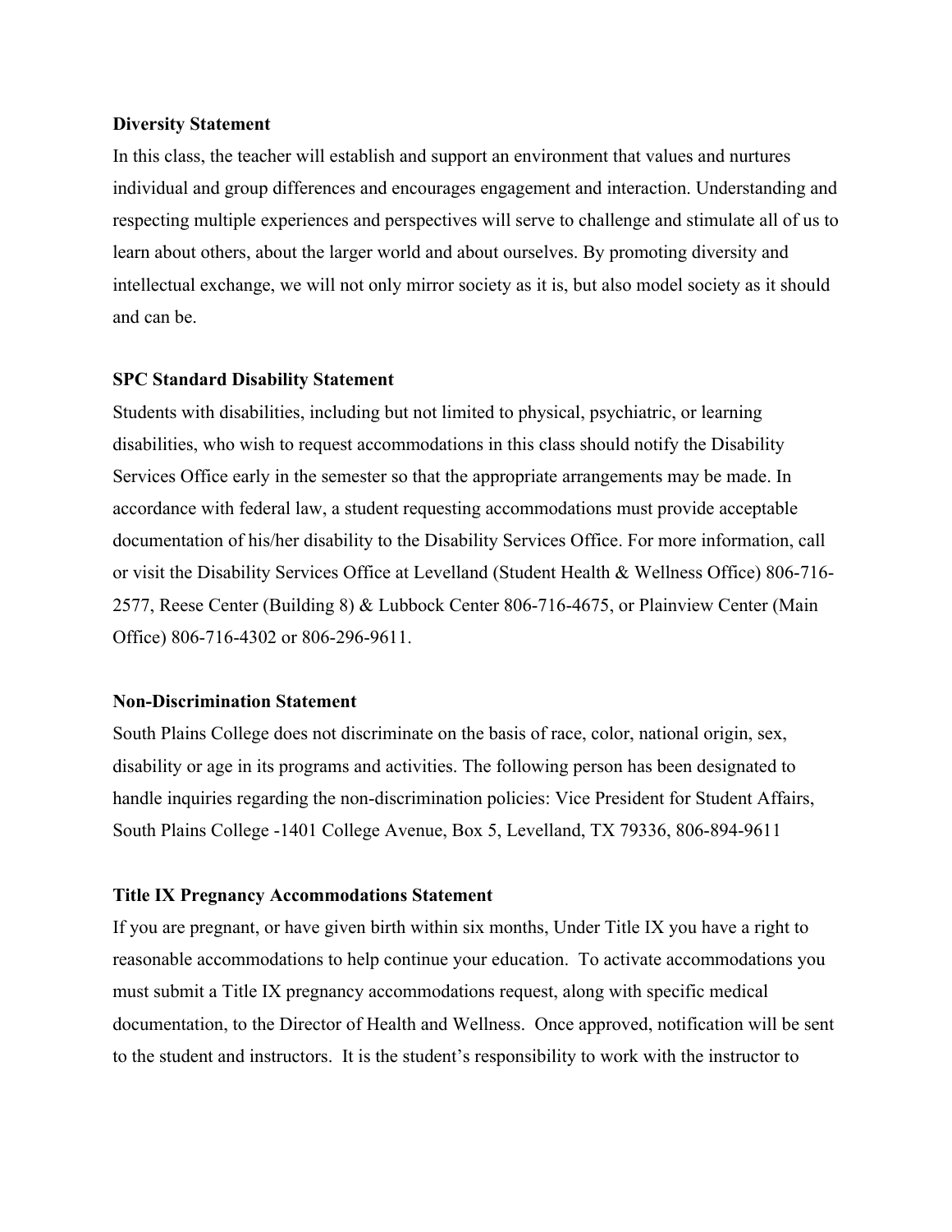**Diversity Statement**

In this class, the teacher will establish and support an environment that values and nurtures individual and group differences and encourages engagement and interaction. Understanding and respecting multiple experiences and perspectives will serve to challenge and stimulate all of us to learn about others, about the larger world and about ourselves. By promoting diversity and intellectual exchange, we will not only mirror society as it is, but also model society as it should and can be.

**SPC Standard Disability Statement**

Students with disabilities, including but not limited to physical, psychiatric, or learning disabilities, who wish to request accommodations in this class should notify the Disability Services Office early in the semester so that the appropriate arrangements may be made. In accordance with federal law, a student requesting accommodations must provide acceptable documentation of his/her disability to the Disability Services Office. For more information, call or visit the Disability Services Office at Levelland (Student Health & Wellness Office) 806-716-2577, Reese Center (Building 8) & Lubbock Center 806-716-4675, or Plainview Center (Main Office) 806-716-4302 or 806-296-9611.

**Non-Discrimination Statement**

South Plains College does not discriminate on the basis of race, color, national origin, sex, disability or age in its programs and activities. The following person has been designated to handle inquiries regarding the non-discrimination policies: Vice President for Student Affairs, South Plains College -1401 College Avenue, Box 5, Levelland, TX 79336, 806-894-9611

**Title IX Pregnancy Accommodations Statement**

If you are pregnant, or have given birth within six months, Under Title IX you have a right to reasonable accommodations to help continue your education. To activate accommodations you must submit a Title IX pregnancy accommodations request, along with specific medical documentation, to the Director of Health and Wellness. Once approved, notification will be sent to the student and instructors. It is the student's responsibility to work with the instructor to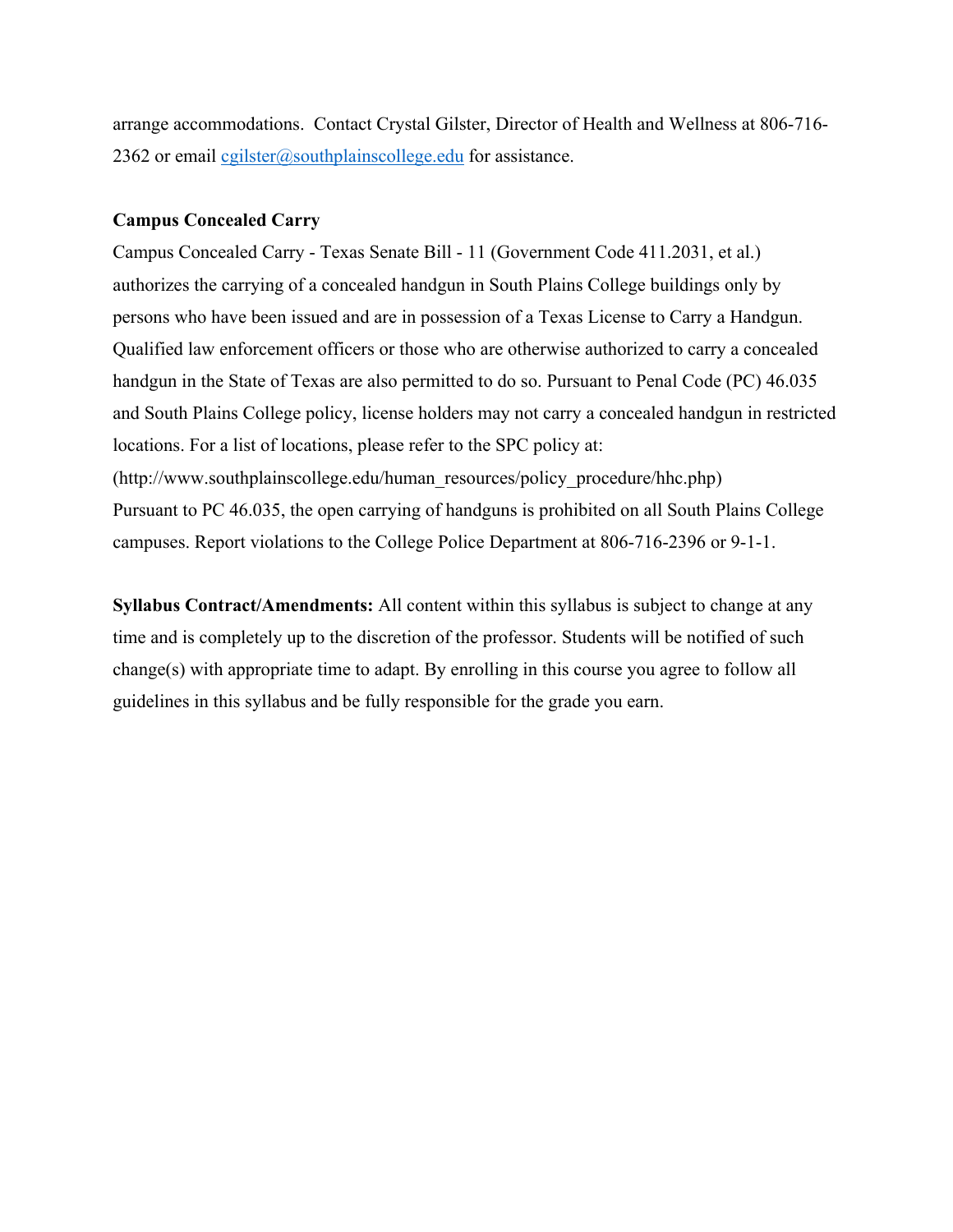arrange accommodations. Contact Crystal Gilster, Director of Health and Wellness at 806-716-2362 or email cgilster@southplainscollege.edu for assistance.

**Campus Concealed Carry**

Campus Concealed Carry - Texas Senate Bill - 11 (Government Code 411.2031, et al.) authorizes the carrying of a concealed handgun in South Plains College buildings only by persons who have been issued and are in possession of a Texas License to Carry a Handgun. Qualified law enforcement officers or those who are otherwise authorized to carry a concealed handgun in the State of Texas are also permitted to do so. Pursuant to Penal Code (PC) 46.035 and South Plains College policy, license holders may not carry a concealed handgun in restricted locations. For a list of locations, please refer to the SPC policy at: (http://www.southplainscollege.edu/human_resources/policy_procedure/hhc.php)
Pursuant to PC 46.035, the open carrying of handguns is prohibited on all South Plains College campuses. Report violations to the College Police Department at 806-716-2396 or 9-1-1.

**Syllabus Contract/Amendments:** All content within this syllabus is subject to change at any time and is completely up to the discretion of the professor. Students will be notified of such change(s) with appropriate time to adapt. By enrolling in this course you agree to follow all guidelines in this syllabus and be fully responsible for the grade you earn.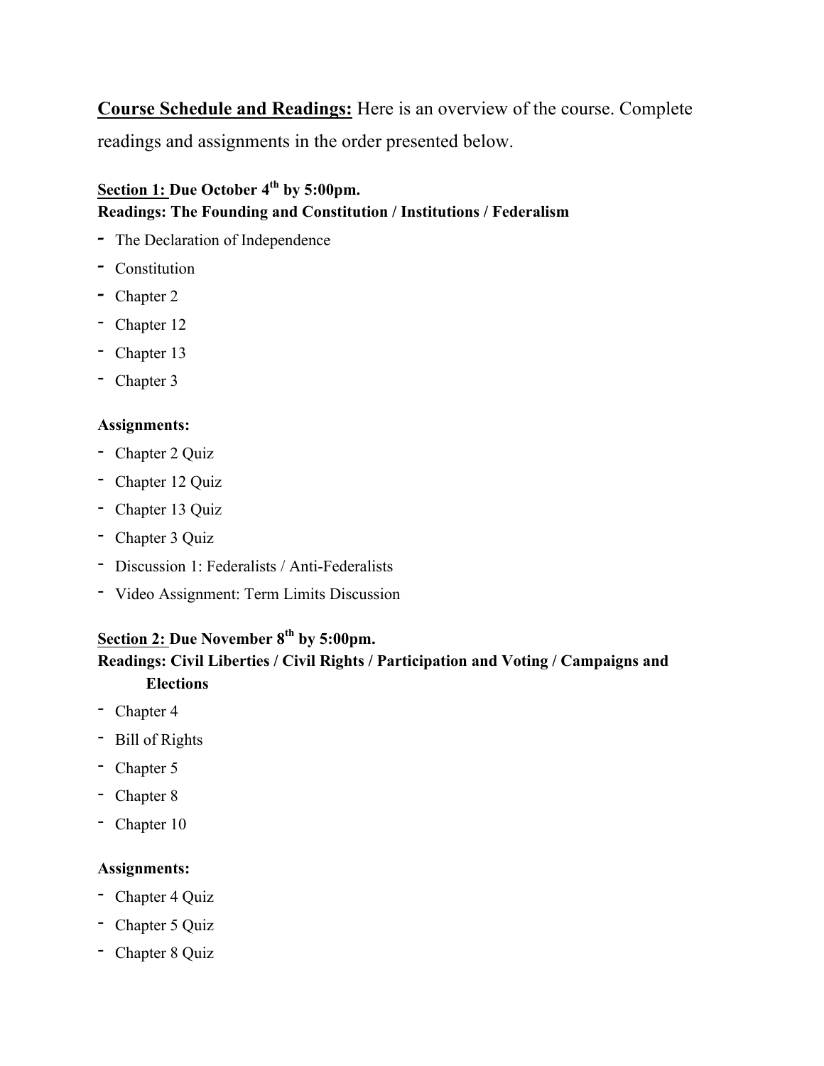**<u>Course Schedule and Readings:</u>** Here is an overview of the course. Complete readings and assignments in the order presented below.

**<u>Section 1:</u> Due October 4th by 5:00pm.**
**Readings: The Founding and Constitution / Institutions / Federalism**

- The Declaration of Independence
- Constitution
- Chapter 2
- Chapter 12
- Chapter 13
- Chapter 3

**Assignments:**

- Chapter 2 Quiz
- Chapter 12 Quiz
- Chapter 13 Quiz
- Chapter 3 Quiz
- Discussion 1: Federalists / Anti-Federalists
- Video Assignment: Term Limits Discussion

**<u>Section 2:</u> Due November 8th by 5:00pm.**
**Readings: Civil Liberties / Civil Rights / Participation and Voting / Campaigns and Elections**

- Chapter 4
- Bill of Rights
- Chapter 5
- Chapter 8
- Chapter 10

**Assignments:**

- Chapter 4 Quiz
- Chapter 5 Quiz
- Chapter 8 Quiz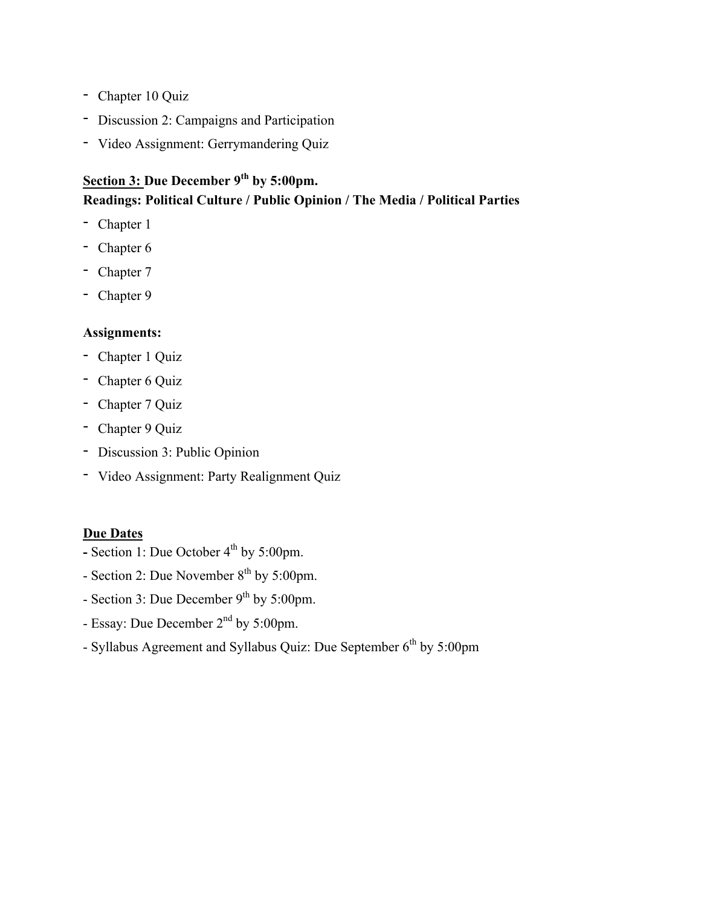- Chapter 10 Quiz
- Discussion 2: Campaigns and Participation
- Video Assignment: Gerrymandering Quiz

**Section 3: Due December 9th by 5:00pm.**
**Readings: Political Culture / Public Opinion / The Media / Political Parties**

- Chapter 1
- Chapter 6
- Chapter 7
- Chapter 9

**Assignments:**

- Chapter 1 Quiz
- Chapter 6 Quiz
- Chapter 7 Quiz
- Chapter 9 Quiz
- Discussion 3: Public Opinion
- Video Assignment: Party Realignment Quiz

**Due Dates**

- Section 1: Due October 4th by 5:00pm.
- Section 2: Due November 8th by 5:00pm.
- Section 3: Due December 9th by 5:00pm.
- Essay: Due December 2nd by 5:00pm.
- Syllabus Agreement and Syllabus Quiz: Due September 6th by 5:00pm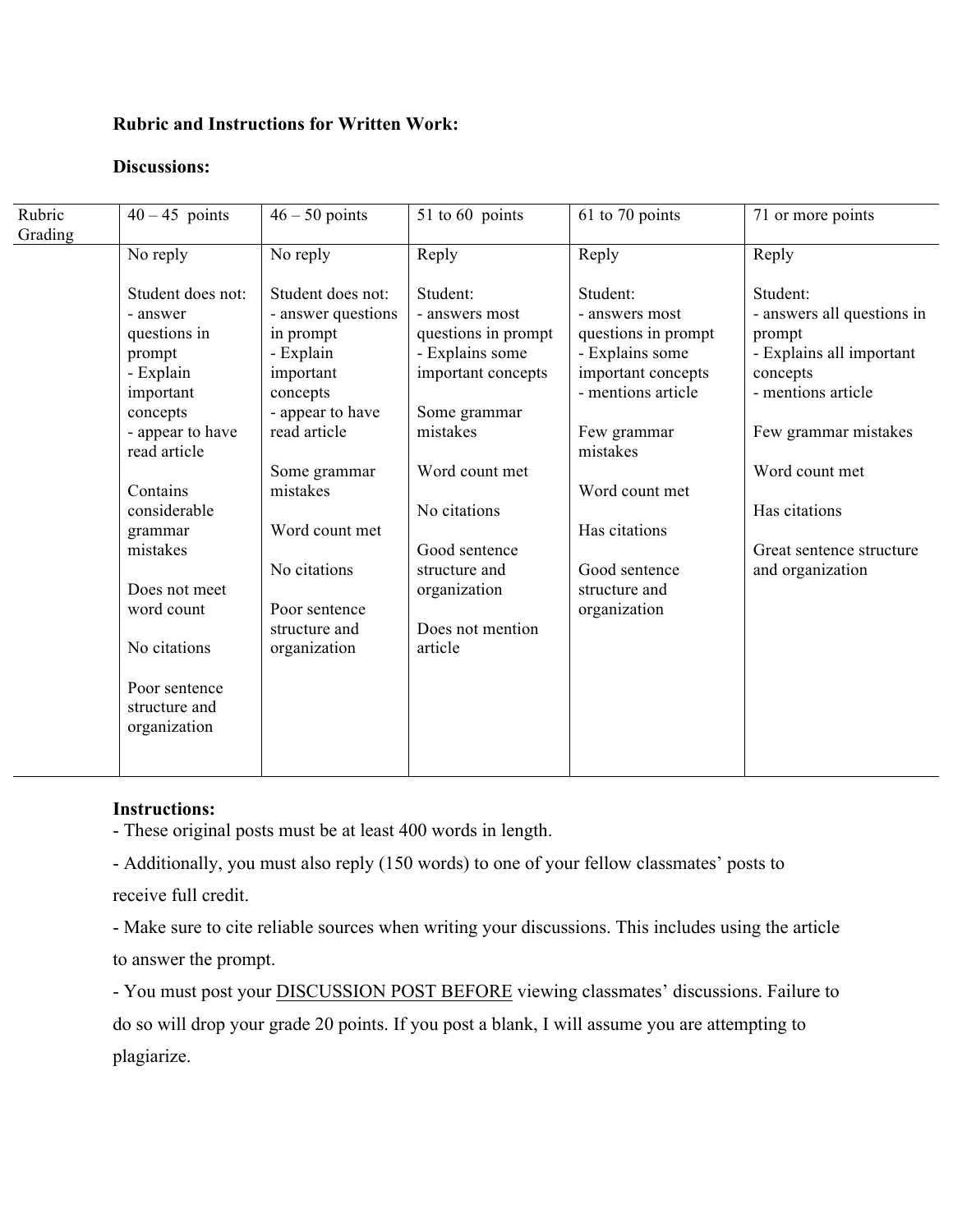**Rubric and Instructions for Written Work:**

**Discussions:**

| Rubric Grading | 40 – 45 points | 46 – 50 points | 51 to 60 points | 61 to 70 points | 71 or more points |
|---|---|---|---|---|---|
| | No reply<br><br>Student does not:<br>- answer questions in prompt<br>- Explain important concepts<br>- appear to have read article<br><br>Contains considerable grammar mistakes<br><br>Does not meet word count<br><br>No citations<br><br>Poor sentence structure and organization | No reply<br><br>Student does not:<br>- answer questions in prompt<br>- Explain important concepts<br>- appear to have read article<br><br>Some grammar mistakes<br><br>Word count met<br><br>No citations<br><br>Poor sentence structure and organization | Reply<br><br>Student:<br>- answers most questions in prompt<br>- Explains some important concepts<br><br>Some grammar mistakes<br><br>Word count met<br><br>No citations<br><br>Good sentence structure and organization<br><br>Does not mention article | Reply<br><br>Student:<br>- answers most questions in prompt<br>- Explains some important concepts<br>- mentions article<br><br>Few grammar mistakes<br><br>Word count met<br><br>Has citations<br><br>Good sentence structure and organization | Reply<br><br>Student:<br>- answers all questions in prompt<br>- Explains all important concepts<br>- mentions article<br><br>Few grammar mistakes<br><br>Word count met<br><br>Has citations<br><br>Great sentence structure and organization |

**Instructions:**

- These original posts must be at least 400 words in length.
- Additionally, you must also reply (150 words) to one of your fellow classmates' posts to receive full credit.
- Make sure to cite reliable sources when writing your discussions. This includes using the article to answer the prompt.
- You must post your <u>DISCUSSION POST BEFORE</u> viewing classmates' discussions. Failure to do so will drop your grade 20 points. If you post a blank, I will assume you are attempting to plagiarize.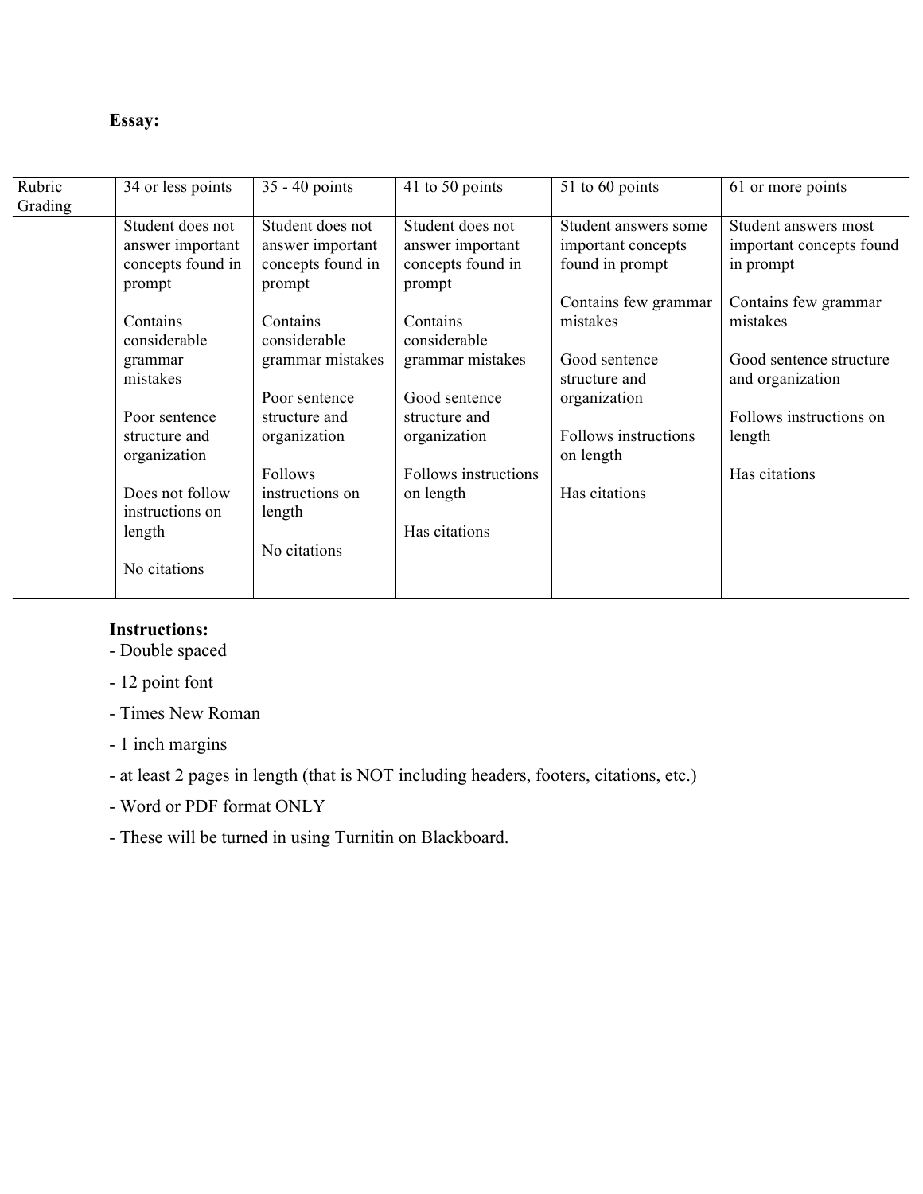**Essay:**

| Rubric Grading | 34 or less points | 35 - 40 points | 41 to 50 points | 51 to 60 points | 61 or more points |
|---|---|---|---|---|---|
| | Student does not answer important concepts found in prompt<br><br>Contains considerable grammar mistakes<br><br>Poor sentence structure and organization<br><br>Does not follow instructions on length<br><br>No citations | Student does not answer important concepts found in prompt<br><br>Contains considerable grammar mistakes<br><br>Poor sentence structure and organization<br><br>Follows instructions on length<br><br>No citations | Student does not answer important concepts found in prompt<br><br>Contains considerable grammar mistakes<br><br>Good sentence structure and organization<br><br>Follows instructions on length<br><br>Has citations | Student answers some important concepts found in prompt<br><br>Contains few grammar mistakes<br><br>Good sentence structure and organization<br><br>Follows instructions on length<br><br>Has citations | Student answers most important concepts found in prompt<br><br>Contains few grammar mistakes<br><br>Good sentence structure and organization<br><br>Follows instructions on length<br><br>Has citations |

**Instructions:**

- Double spaced
- 12 point font
- Times New Roman
- 1 inch margins
- at least 2 pages in length (that is NOT including headers, footers, citations, etc.)
- Word or PDF format ONLY
- These will be turned in using Turnitin on Blackboard.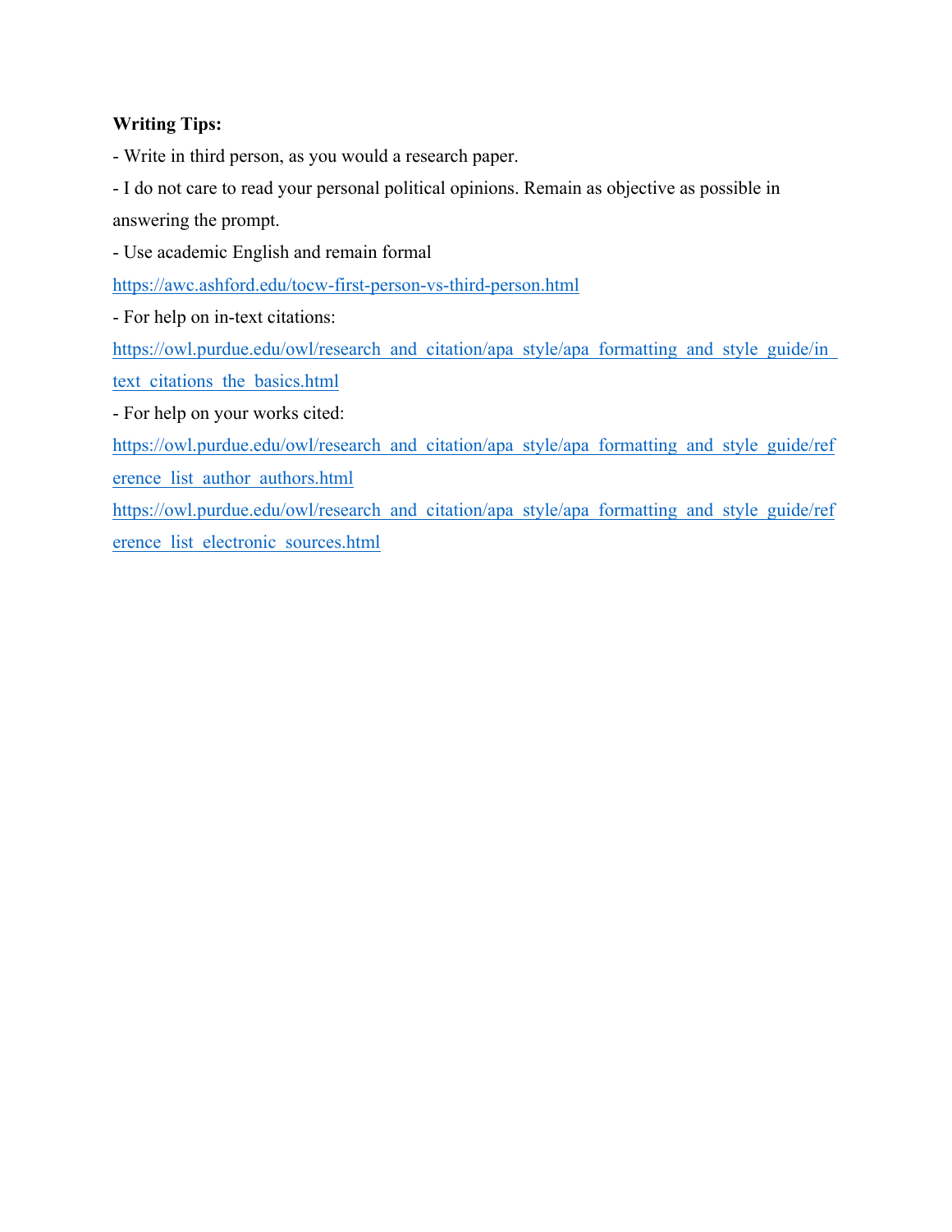**Writing Tips:**

- Write in third person, as you would a research paper.
- I do not care to read your personal political opinions. Remain as objective as possible in answering the prompt.
- Use academic English and remain formal

https://awc.ashford.edu/tocw-first-person-vs-third-person.html

- For help on in-text citations:

https://owl.purdue.edu/owl/research_and_citation/apa_style/apa_formatting_and_style_guide/in_text_citations_the_basics.html

- For help on your works cited:

https://owl.purdue.edu/owl/research_and_citation/apa_style/apa_formatting_and_style_guide/reference_list_author_authors.html

https://owl.purdue.edu/owl/research_and_citation/apa_style/apa_formatting_and_style_guide/reference_list_electronic_sources.html